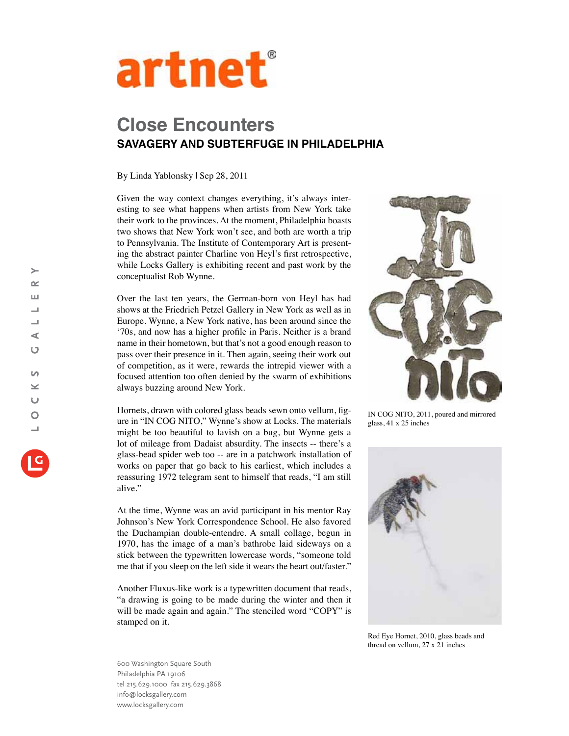# artnet

## Close Encounters

### SAVAGERY AND SUBTERFUGE IN PHILADELPHIA

By Linda Yablonsky | Sep 28, 2011

Given the way context changes everything, it's always interesting to see what happens when artists from New York take their work to the provinces. At the moment, Philadelphia boasts two shows that New York won't see, and both are worth a trip to Pennsylvania. The Institute of Contemporary Art is presenting the abstract painter Charline von Heyl's first retrospective, while Locks Gallery is exhibiting recent and past work by the conceptualist Rob Wynne.

Over the last ten years, the German-born von Heyl has had shows at the Friedrich Petzel Gallery in New York as well as in Europe. Wynne, a New York native, has been around since the '70s, and now has a higher profile in Paris. Neither is a brand name in their hometown, but that's not a good enough reason to pass over their presence in it. Then again, seeing their work out of competition, as it were, rewards the intrepid viewer with a focused attention too often denied by the swarm of exhibitions always buzzing around New York.

Hornets, drawn with colored glass beads sewn onto vellum, figure in "IN COG NITO," Wynne's show at Locks. The materials might be too beautiful to lavish on a bug, but Wynne gets a lot of mileage from Dadaist absurdity. The insects -- there's a glass-bead spider web too -- are in a patchwork installation of works on paper that go back to his earliest, which includes a reassuring 1972 telegram sent to himself that reads, "I am still alive."

At the time, Wynne was an avid participant in his mentor Ray Johnson's New York Correspondence School. He also favored the Duchampian double-entendre. A small collage, begun in 1970, has the image of a man's bathrobe laid sideways on a stick between the typewritten lowercase words, "someone told me that if you sleep on the left side it wears the heart out/faster."

Another Fluxus-like work is a typewritten document that reads, "a drawing is going to be made during the winter and then it will be made again and again." The stenciled word "COPY" is stamped on it.

IN COG NITO, 2011, poured and mirrored glass, 41 x 25 inches

Red Eye Hornet, 2010, glass beads and thread on vellum, 27 x 21 inches

600 Washington Square South
Philadelphia PA 19106
tel 215.629.1000 fax 215.629.3868
info@locksgallery.com
www.locksgallery.com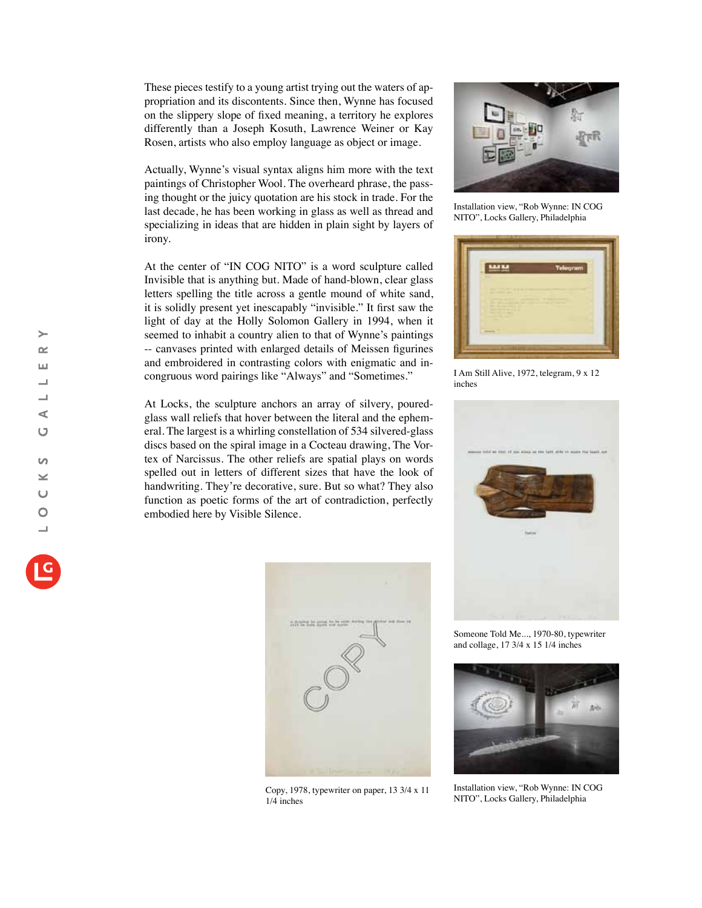These pieces testify to a young artist trying out the waters of appropriation and its discontents. Since then, Wynne has focused on the slippery slope of fixed meaning, a territory he explores differently than a Joseph Kosuth, Lawrence Weiner or Kay Rosen, artists who also employ language as object or image.

Actually, Wynne's visual syntax aligns him more with the text paintings of Christopher Wool. The overheard phrase, the passing thought or the juicy quotation are his stock in trade. For the last decade, he has been working in glass as well as thread and specializing in ideas that are hidden in plain sight by layers of irony.

At the center of "IN COG NITO" is a word sculpture called Invisible that is anything but. Made of hand-blown, clear glass letters spelling the title across a gentle mound of white sand, it is solidly present yet inescapably "invisible." It first saw the light of day at the Holly Solomon Gallery in 1994, when it seemed to inhabit a country alien to that of Wynne's paintings -- canvases printed with enlarged details of Meissen figurines and embroidered in contrasting colors with enigmatic and incongruous word pairings like "Always" and "Sometimes."

At Locks, the sculpture anchors an array of silvery, poured-glass wall reliefs that hover between the literal and the ephemeral. The largest is a whirling constellation of 534 silvered-glass discs based on the spiral image in a Cocteau drawing, The Vortex of Narcissus. The other reliefs are spatial plays on words spelled out in letters of different sizes that have the look of handwriting. They're decorative, sure. But so what? They also function as poetic forms of the art of contradiction, perfectly embodied here by Visible Silence.

Installation view, "Rob Wynne: IN COG NITO", Locks Gallery, Philadelphia

I Am Still Alive, 1972, telegram, 9 x 12 inches

Someone Told Me..., 1970-80, typewriter and collage, 17 3/4 x 15 1/4 inches

Copy, 1978, typewriter on paper, 13 3/4 x 11 1/4 inches

Installation view, "Rob Wynne: IN COG NITO", Locks Gallery, Philadelphia